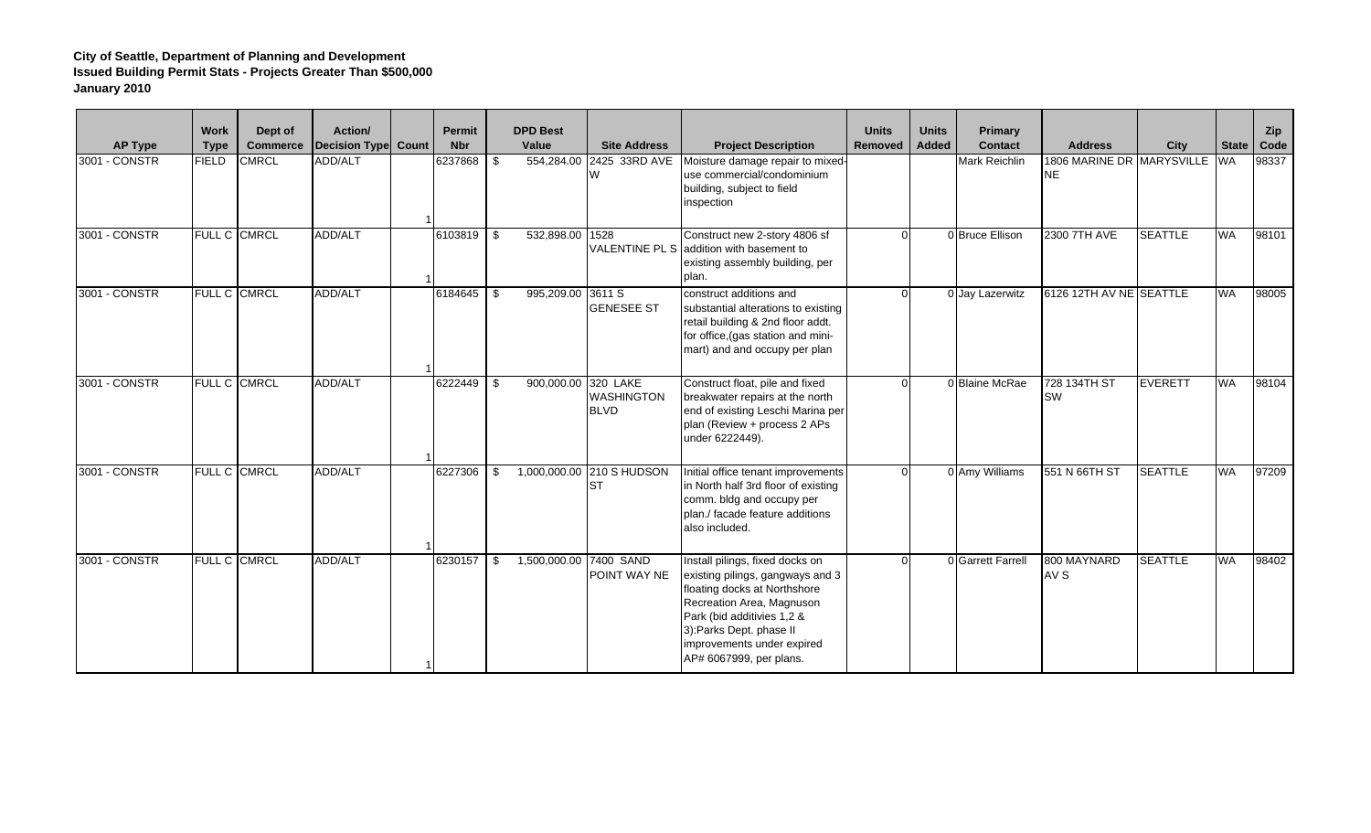**City of Seattle, Department of Planning and Development**
**Issued Building Permit Stats - Projects Greater Than $500,000**
**January 2010**

| AP Type | Work Type | Dept of Commerce | Action/ Decision Type | Count | Permit Nbr | DPD Best Value | Site Address | Project Description | Units Removed | Units Added | Primary Contact | Address | City | State | Zip Code |
|---|---|---|---|---|---|---|---|---|---|---|---|---|---|---|---|
| 3001 - CONSTR | FIELD | CMRCL | ADD/ALT | 1 | 6237868 | $ 554,284.00 | 2425 33RD AVE W | Moisture damage repair to mixed-use commercial/condominium building, subject to field inspection | | | Mark Reichlin | 1806 MARINE DR NE | MARYSVILLE | WA | 98337 |
| 3001 - CONSTR | FULL C | CMRCL | ADD/ALT | 1 | 6103819 | $ 532,898.00 | 1528 VALENTINE PL S | Construct new 2-story 4806 sf addition with basement to existing assembly building, per plan. | 0 | 0 | Bruce Ellison | 2300 7TH AVE | SEATTLE | WA | 98101 |
| 3001 - CONSTR | FULL C | CMRCL | ADD/ALT | 1 | 6184645 | $ 995,209.00 | 3611 S GENESEE ST | construct additions and substantial alterations to existing retail building & 2nd floor addt. for office,(gas station and mini-mart) and and occupy per plan | 0 | 0 | Jay Lazerwitz | 6126 12TH AV NE | SEATTLE | WA | 98005 |
| 3001 - CONSTR | FULL C | CMRCL | ADD/ALT | 1 | 6222449 | $ 900,000.00 | 320 LAKE WASHINGTON BLVD | Construct float, pile and fixed breakwater repairs at the north end of existing Leschi Marina per plan (Review + process 2 APs under 6222449). | 0 | 0 | Blaine McRae | 728 134TH ST SW | EVERETT | WA | 98104 |
| 3001 - CONSTR | FULL C | CMRCL | ADD/ALT | 1 | 6227306 | $ 1,000,000.00 | 210 S HUDSON ST | Initial office tenant improvements in North half 3rd floor of existing comm. bldg and occupy per plan./ facade feature additions also included. | 0 | 0 | Amy Williams | 551 N 66TH ST | SEATTLE | WA | 97209 |
| 3001 - CONSTR | FULL C | CMRCL | ADD/ALT | 1 | 6230157 | $ 1,500,000.00 | 7400 SAND POINT WAY NE | Install pilings, fixed docks on existing pilings, gangways and 3 floating docks at Northshore Recreation Area, Magnuson Park (bid additivies 1,2 & 3):Parks Dept. phase II improvements under expired AP# 6067999, per plans. | 0 | 0 | Garrett Farrell | 800 MAYNARD AV S | SEATTLE | WA | 98402 |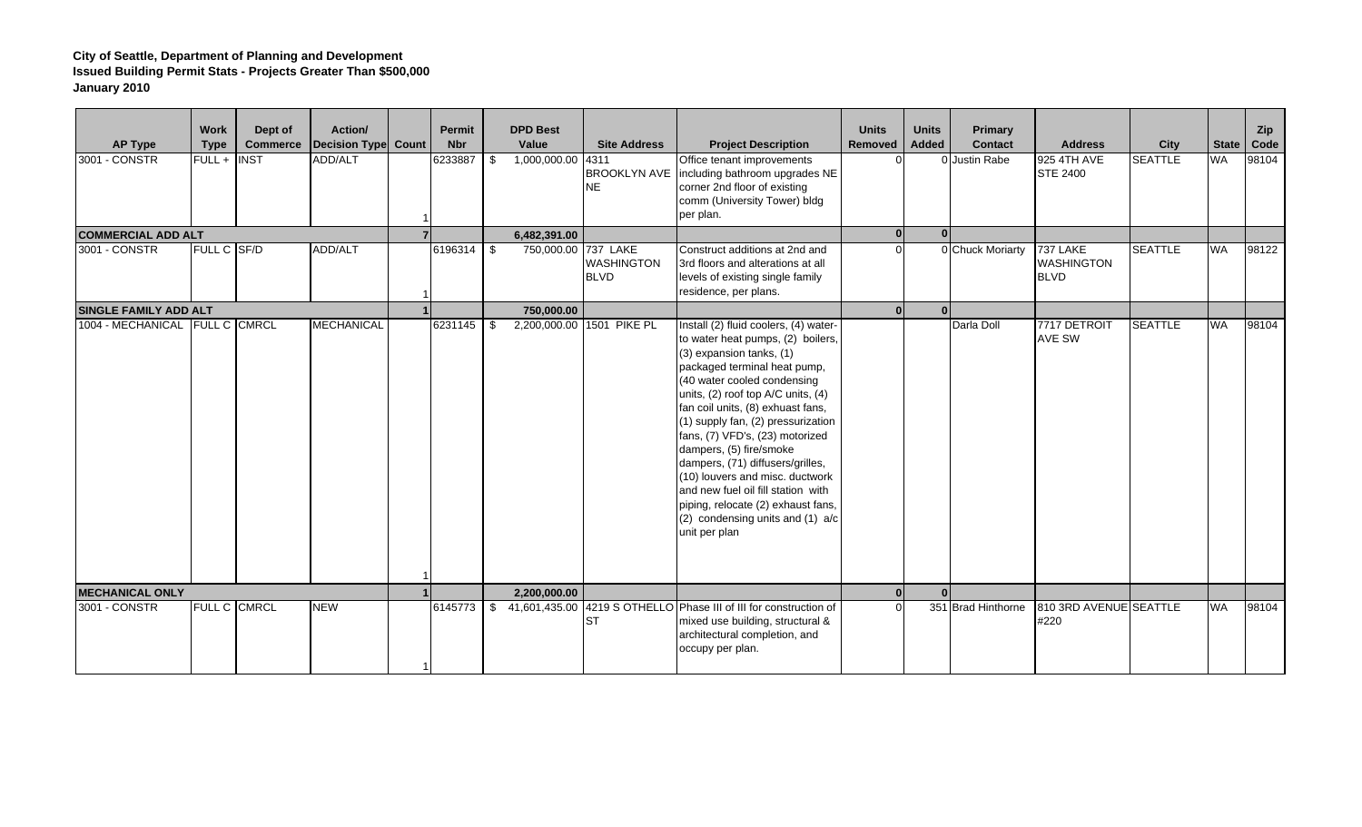**City of Seattle, Department of Planning and Development**
**Issued Building Permit Stats - Projects Greater Than $500,000**
**January 2010**

| AP Type | Work Type | Dept of Commerce | Action/ Decision Type | Count | Permit Nbr | DPD Best Value | Site Address | Project Description | Units Removed | Units Added | Primary Contact | Address | City | State | Zip Code |
|---|---|---|---|---|---|---|---|---|---|---|---|---|---|---|---|
| 3001 - CONSTR | FULL + | INST | ADD/ALT | 1 | 6233887 | $ 1,000,000.00 | 4311 BROOKLYN AVE NE | Office tenant improvements including bathroom upgrades NE corner 2nd floor of existing comm (University Tower) bldg per plan. | 0 | 0 | Justin Rabe | 925 4TH AVE STE 2400 | SEATTLE | WA | 98104 |
| **COMMERCIAL ADD ALT** | | | | **7** | | **6,482,391.00** | | | **0** | **0** | | | | | |
| 3001 - CONSTR | FULL C | SF/D | ADD/ALT | 1 | 6196314 | $ 750,000.00 | 737 LAKE WASHINGTON BLVD | Construct additions at 2nd and 3rd floors and alterations at all levels of existing single family residence, per plans. | 0 | 0 | Chuck Moriarty | 737 LAKE WASHINGTON BLVD | SEATTLE | WA | 98122 |
| **SINGLE FAMILY ADD ALT** | | | | **1** | | **750,000.00** | | | **0** | **0** | | | | | |
| 1004 - MECHANICAL | FULL C | CMRCL | MECHANICAL | 1 | 6231145 | $ 2,200,000.00 | 1501 PIKE PL | Install (2) fluid coolers, (4) water-to water heat pumps, (2) boilers, (3) expansion tanks, (1) packaged terminal heat pump, (40 water cooled condensing units, (2) roof top A/C units, (4) fan coil units, (8) exhaust fans, (1) supply fan, (2) pressurization fans, (7) VFD's, (23) motorized dampers, (5) fire/smoke dampers, (71) diffusers/grilles, (10) louvers and misc. ductwork and new fuel oil fill station with piping, relocate (2) exhaust fans, (2) condensing units and (1) a/c unit per plan | | | Darla Doll | 7717 DETROIT AVE SW | SEATTLE | WA | 98104 |
| **MECHANICAL ONLY** | | | | **1** | | **2,200,000.00** | | | **0** | **0** | | | | | |
| 3001 - CONSTR | FULL C | CMRCL | NEW | 1 | 6145773 | $ 41,601,435.00 | 4219 S OTHELLO ST | Phase III of III for construction of mixed use building, structural & architectural completion, and occupy per plan. | 0 | 351 | Brad Hinthorne | 810 3RD AVENUE #220 | SEATTLE | WA | 98104 |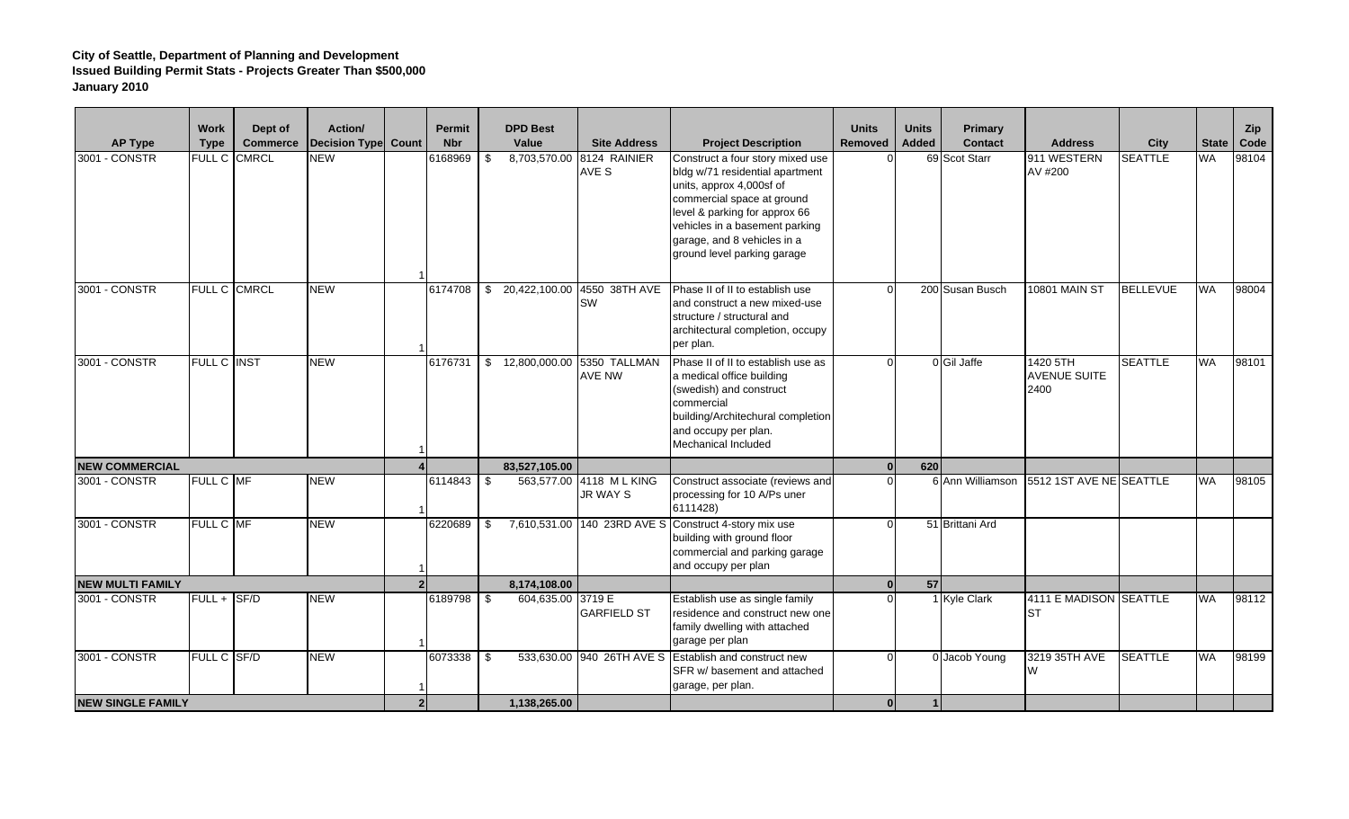**City of Seattle, Department of Planning and Development**
**Issued Building Permit Stats - Projects Greater Than $500,000**
**January 2010**

| AP Type | Work Type | Dept of Commerce | Action/ Decision Type | Count | Permit Nbr | DPD Best Value | Site Address | Project Description | Units Removed | Units Added | Primary Contact | Address | City | State | Zip Code |
|---|---|---|---|---|---|---|---|---|---|---|---|---|---|---|---|
| 3001 - CONSTR | FULL C | CMRCL | NEW | 1 | 6168969 | $ 8,703,570.00 | 8124 RAINIER AVE S | Construct a four story mixed use bldg w/71 residential apartment units, approx 4,000sf of commercial space at ground level & parking for approx 66 vehicles in a basement parking garage, and 8 vehicles in a ground level parking garage | 0 | 69 | Scot Starr | 911 WESTERN AV #200 | SEATTLE | WA | 98104 |
| 3001 - CONSTR | FULL C | CMRCL | NEW | 1 | 6174708 | $ 20,422,100.00 | 4550 38TH AVE SW | Phase II of II to establish use and construct a new mixed-use structure / structural and architectural completion, occupy per plan. | 0 | 200 | Susan Busch | 10801 MAIN ST | BELLEVUE | WA | 98004 |
| 3001 - CONSTR | FULL C | INST | NEW | 1 | 6176731 | $ 12,800,000.00 | 5350 TALLMAN AVE NW | Phase II of II to establish use as a medical office building (swedish) and construct commercial building/Architechural completion and occupy per plan. Mechanical Included | 0 | 0 | Gil Jaffe | 1420 5TH AVENUE SUITE 2400 | SEATTLE | WA | 98101 |
| **NEW COMMERCIAL** | | | | **4** | | **83,527,105.00** | | | **0** | **620** | | | | | |
| 3001 - CONSTR | FULL C | MF | NEW | 1 | 6114843 | $ 563,577.00 | 4118 M L KING JR WAY S | Construct associate (reviews and processing for 10 A/Ps uner 6111428) | 0 | 6 | Ann Williamson | 5512 1ST AVE NE | SEATTLE | WA | 98105 |
| 3001 - CONSTR | FULL C | MF | NEW | 1 | 6220689 | $ 7,610,531.00 | 140 23RD AVE S | Construct 4-story mix use building with ground floor commercial and parking garage and occupy per plan | 0 | 51 | Brittani Ard | | | | |
| **NEW MULTI FAMILY** | | | | **2** | | **8,174,108.00** | | | **0** | **57** | | | | | |
| 3001 - CONSTR | FULL + | SF/D | NEW | 1 | 6189798 | $ 604,635.00 | 3719 E GARFIELD ST | Establish use as single family residence and construct new one family dwelling with attached garage per plan | 0 | 1 | Kyle Clark | 4111 E MADISON ST | SEATTLE | WA | 98112 |
| 3001 - CONSTR | FULL C | SF/D | NEW | 1 | 6073338 | $ 533,630.00 | 940 26TH AVE S | Establish and construct new SFR w/ basement and attached garage, per plan. | 0 | 0 | Jacob Young | 3219 35TH AVE W | SEATTLE | WA | 98199 |
| **NEW SINGLE FAMILY** | | | | **2** | | **1,138,265.00** | | | **0** | **1** | | | | | |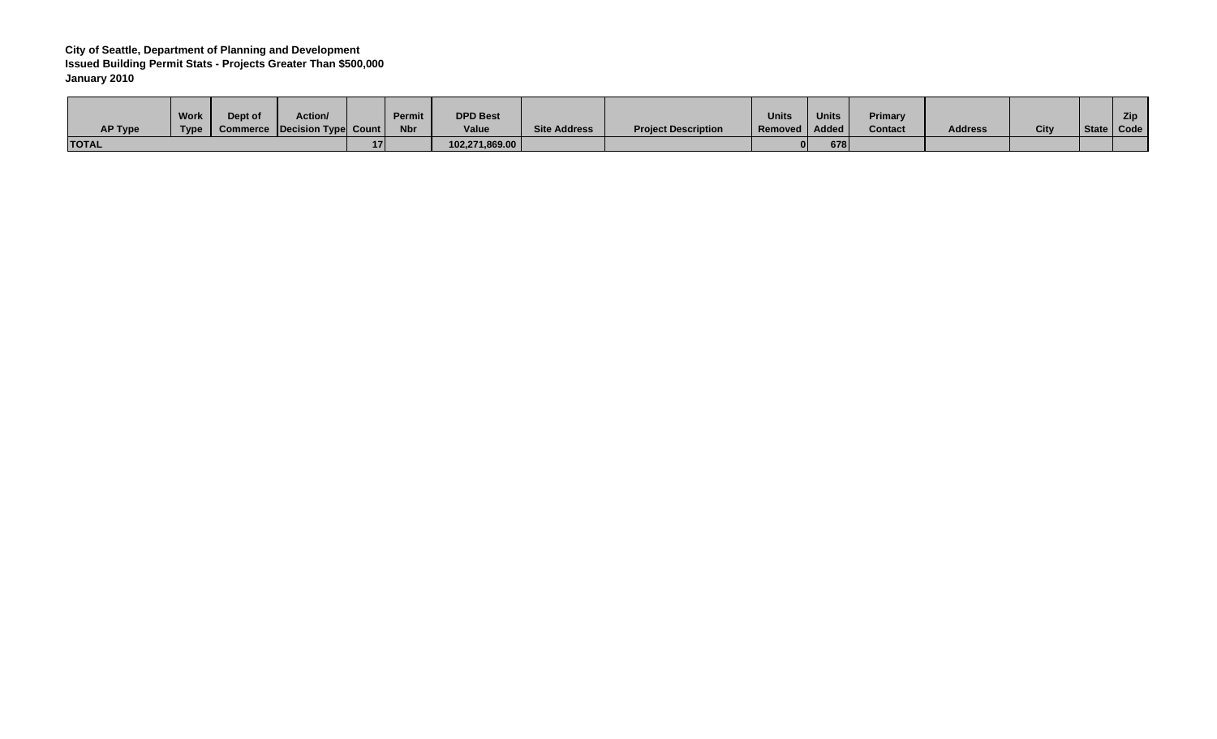**City of Seattle, Department of Planning and Development**
**Issued Building Permit Stats - Projects Greater Than $500,000**
**January 2010**

| AP Type | Work Type | Dept of Commerce | Action/ Decision Type | Count | Permit Nbr | DPD Best Value | Site Address | Project Description | Units Removed | Units Added | Primary Contact | Address | City | State | Zip Code |
|---|---|---|---|---|---|---|---|---|---|---|---|---|---|---|---|
| **TOTAL** | | | | **17** | | **102,271,869.00** | | | **0** | **678** | | | | | |